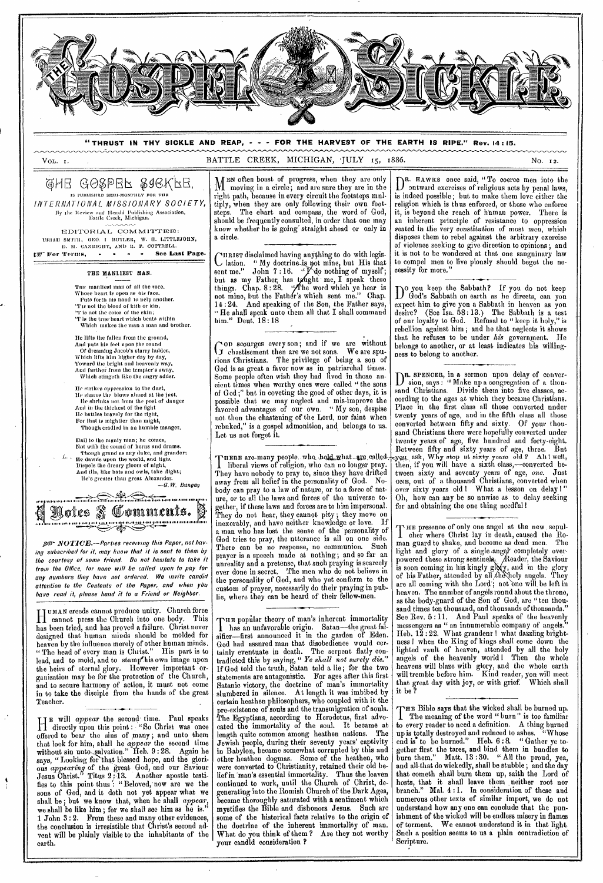# THE GOSPEL SICKLE

"THRUST IN THY SICKLE AND REAP, - - - FOR THE HARVEST OF THE EARTH IS RIPE." Rev. 14:15.

VOL. 1. BATTLE CREEK, MICHIGAN, JULY 15, 1886. No. 12.

THE GOSPEL SICKLE,

IS PUBLISHED SEMI-MONTHLY FOR THE

INTERNATIONAL MISSIONARY SOCIETY,

By the Review and Herald Publishing Association, Battle Creek, Michigan.

EDITORIAL COMMITTEE:

URIAH SMITH, GEO. I. BUTLER, W. H. LITTLEJOHN, D. M. CANRIGHT, AND R. F. COTTRELL.

For Terms, - - - - - See Last Page.

### THE MANLIEST MAN.

The manliest man of all the race,
Whose heart is open as his face,
Puts forth his hand to help another.
'T is not the blood of kith or kin,
'T is not the color of the skin;
'T is the true heart which beats within
Which makes the man a man and brother.

He lifts the fallen from the ground,
And puts his feet upon the round
Of dreaming Jacob's starry ladder,
Which lifts him higher day by day,
Toward the bright and heavenly way,
And farther from the tempter's sway,
Which stingeth like the angry adder.

He strikes oppression to the dust,
He shares the blows aimed at the just,
He shrinks not from the post of danger
And in the thickest of the fight
He battles bravely for the right,
For that is mightier than might,
Though cradled in an humble manger.

Hail to the manly man; he comes,
Not with the sound of horns and drums,
Though grand as any duke, and grander;
He dawns upon the world, and light
Dispels the dreary gloom of night,
And ills, like bats and owls, take flight;
He's greater than great Alexander.

—*G. W. Bungay.*

## Notes & Comments.

*NOTICE.—Parties receiving this Paper, not having subscribed for it, may know that it is sent to them by the courtesy of some friend. Do not hesitate to take it from the Office, for none will be called upon to pay for any numbers they have not ordered. We invite candid attention to the Contents of the Paper, and when you have read it, please hand it to a Friend or Neighbor.*

HUMAN creeds cannot produce unity. Church force cannot press the Church into one body. This has been tried, and has proved a failure. Christ never designed that human minds should be molded for heaven by the influence merely of other human minds. "The head of every man is Christ." His part is to lead, and to mold, and to stamp his own image upon the heirs of eternal glory. However important organization may be for the protection of the Church, and to secure harmony of action, it must not come in to take the disciple from the hands of the great Teacher.

HE will *appear* the second time. Paul speaks directly upon this point: "So Christ was once offered to bear the sins of many; and unto them that look for him, shall he *appear* the second time without sin unto salvation." Heb. 9:28. Again he says, "Looking for that blessed hope, and the glorious *appearing* of the great God, and our Saviour Jesus Christ." Titus 2:13. Another apostle testifies to this point thus: "Beloved, now are we the sons of God, and it doth not yet appear what we shall be; but we know that, when he shall *appear*, we shall be like him; for we shall see him as he is." 1 John 3:2. From these and many other evidences, the conclusion is irresistible that Christ's second advent will be plainly visible to the inhabitants of the earth.

MEN often boast of progress, when they are only moving in a circle; and are sure they are in the right path, because in every circuit the footsteps multiply, when they are only following their own footsteps. The chart and compass, the word of God, should be frequently consulted, in order that one may know whether he is going straight ahead or only in a circle.

CHRIST disclaimed having anything to do with legislation. "My doctrine is not mine, but His that sent me." John 7:16. "I do nothing of myself; but as my Father has taught me, I speak these things. Chap. 8:28. "The word which ye hear is not mine, but the Father's which sent me." Chap. 14:24. And speaking of the Son, the Father says, "He shall speak unto them all that I shall command him." Deut. 18:18

GOD scourges every son; and if we are without chastisement then are we not sons. We are spurious Christians. The privilege of being a son of God is as great a favor now as in patriarchal times. Some people often wish they had lived in those ancient times when worthy ones were called "the sons of God;" but in coveting the good of other days, it is possible that we may neglect and mis-improve the favored advantages of our own. "My son, despise not thou the chastening of the Lord, nor faint when rebuked," is a gospel admonition, and belongs to us. Let us not forget it.

THERE are many people who hold what are called liberal views of religion, who can no longer pray. They have nobody to pray to, since they have drifted away from all belief in the personality of God. Nobody can pray to a law of nature, or to a force of nature, or to all the laws and forces of the universe together, if these laws and forces are to him impersonal. They do not hear, they cannot pity; they move on inexorably, and have neither knowledge or love. If a man who has lost the sense of the personality of God tries to pray, the utterance is all on one side. There can be no response, no communion. Such prayer is a speech made at nothing; and so far an unreality and a pretense, that such praying is scarcely ever done in secret. The men who do not believe in the personality of God, and who yet conform to the custom of prayer, necessarily do their praying in public, where they can be heard of their fellow-men.

THE popular theory of man's inherent immortality has an unfavorable origin. Satan—the great falsifier—first announced it in the garden of Eden. God had assured man that disobedience would certainly eventuate in death. The serpent flatly contradicted this by saying, "*Ye shall not surely die.*" If God told the truth, Satan told a lie; for the two statements are antagonistic. For ages after this first Satanic victory, the doctrine of man's immortality slumbered in silence. At length it was imbibed by certain heathen philosophers, who coupled with it the pre-existence of souls and the transmigration of souls. The Egyptians, according to Herodotus, first advocated the immortality of the soul. It became at length quite common among heathen nations. The Jewish people, during their seventy years' captivity in Babylon, became somewhat corrupted by this and other heathen dogmas. Some of the heathen, who were converted to Christianity, retained their old belief in man's essential immortality. Thus the leaven continued to work, until the Church of Christ, degenerating into the Romish Church of the Dark Ages, became thoroughly saturated with a sentiment which mystifies the Bible and dishonors Jesus. Such are some of the historical facts relative to the origin of the doctrine of the inherent immortality of man. What do you think of them? Are they not worthy your candid consideration?

DR. HAWKS once said, "To coerce men into the outward exercises of religious acts by penal laws, is indeed possible; but to make them love either the religion which is thus enforced, or those who enforce it, is beyond the reach of human power. There is an inherent principle of resistance to oppression seated *in the very constitution of most men*, which disposes them to rebel against the arbitrary exercise of violence seeking to give direction to opinions; and it is not to be wondered at that one sanguinary law to compel men to live piously should beget the necessity for more."

DO you keep the Sabbath? If you do not keep God's Sabbath on earth as he directs, can you expect him to give you a Sabbath in heaven as you desire? (See Isa. 58:13.) The Sabbath is a test of our loyalty to God. Refusal to "keep it holy," is rebellion against him; and he that neglects it shows that he refuses to be under *his* government. He belongs to another, or at least indicates his willingness to belong to another.

DR. SPENCER, in a sermon upon delay of conversion, says: "Make up a congregation of a thousand Christians. Divide them into five classes, according to the ages at which they became Christians. Place in the first class all those converted under twenty years of age, and in the fifth class all those converted between fifty and sixty. Of your thousand Christians there were hopefully converted under twenty years of age, five hundred and forty-eight. Between fifty and sixty years of age, three. But you ask, Why stop at sixty years old? Ah! well, then, if you will have a sixth class,—converted between sixty and seventy years of age, *one*. Just ONE, out of a thousand Christians, converted when over sixty years old! What a lesson on delay!" Oh, how can any be so unwise as to delay seeking for and obtaining the one thing needful!

THE presence of only one angel at the new sepulcher where Christ lay in death, caused the Roman guard to shake, and become as dead men. The light and glory of a single angel completely overpowered these strong sentinels. Reader, the Saviour is soon coming in his kingly glory, and in the glory of his Father, attended by all the holy angels. They are all coming with the Lord; not one will be left in heaven. The number of angels round about the throne, as the body-guard of the Son of God, are "ten thousand times ten thousand, and thousands of thousands." See Rev. 5:11. And Paul speaks of the heavenly messengers as "an innumerable company of angels." Heb. 12:22. What grandeur! what dazzling brightness! when the King of kings shall come down the lighted vault of heaven, attended by all the holy angels of the heavenly world! Then the whole heavens will blaze with glory, and the whole earth will tremble before him. Kind reader, you will meet that great day with joy, or with grief. Which shall it be?

THE Bible says that the wicked shall be burned up. The meaning of the word "burn" is too familiar to every reader to need a definition. A thing burned up is totally destroyed and reduced to ashes. "Whose end is to be burned." Heb. 6:8. "Gather ye together first the tares, and bind them in bundles to burn them." Matt. 13:30. "All the proud, yea, and all that do wickedly, shall be stubble; and the day that cometh shall burn them up, saith the Lord of hosts, that it shall leave them neither root nor branch." Mal. 4:1. In consideration of these and numerous other texts of similar import, we do not understand how any one can conclude that the punishment of the wicked will be endless misery in flames of torment. We cannot understand it in that light. Such a position seems to us a plain contradiction of Scripture.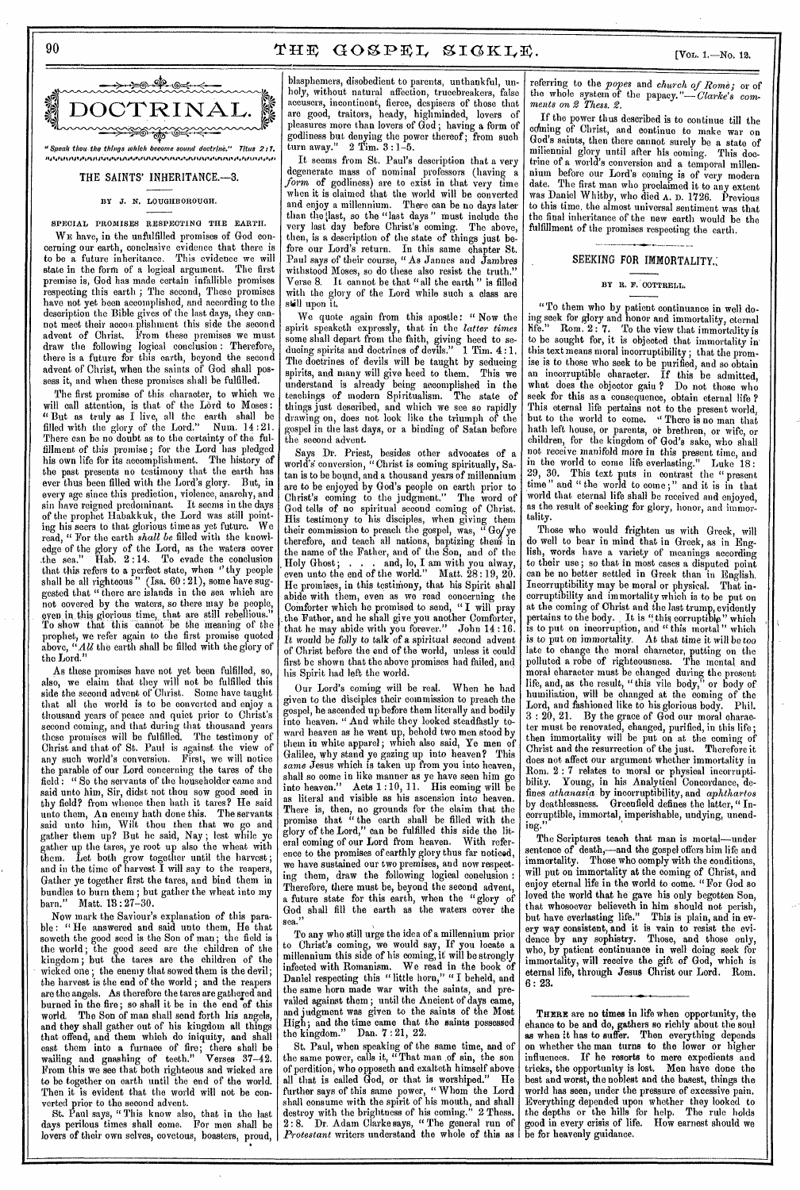# DOCTRINAL.

*"Speak thou the things which become sound doctrine." Titus 2:1.*

## THE SAINTS' INHERITANCE.—3.

BY J. N. LOUGHBOROUGH.

### SPECIAL PROMISES RESPECTING THE EARTH.

WE have, in the unfulfilled promises of God concerning our earth, conclusive evidence that there is to be a future inheritance. This evidence we will state in the form of a logical argument. The first premise is, God has made certain infallible promises respecting this earth; The second, These promises have not yet been accomplished, and according to the description the Bible gives of the last days, they cannot meet their accomplishment this side the second advent of Christ. From these premises we must draw the following logical conclusion: Therefore, there is a future for this earth, beyond the second advent of Christ, when the saints of God shall possess it, and when these promises shall be fulfilled.

The first promise of this character, to which we will call attention, is that of the Lord to Moses: "But as truly as I live, all the earth shall be filled with the glory of the Lord." Num. 14:21. There can be no doubt as to the certainty of the fulfillment of this promise; for the Lord has pledged his own life for its accomplishment. The history of the past presents no testimony that the earth has ever thus been filled with the Lord's glory. But, in every age since this prediction, violence, anarchy, and sin have reigned predominant. It seems in the days of the prophet Habakkuk, the Lord was still pointing his seers to that glorious time as yet future. We read, "For the earth *shall be* filled with the knowledge of the glory of the Lord, as the waters cover the sea." Hab. 2:14. To evade the conclusion that this refers to a perfect state, when "thy people shall be all righteous" (Isa. 60:21), some have suggested that "there are islands in the sea which are not covered by the waters, so there may be people, even in this glorious time, that are still rebellious." To show that this cannot be the meaning of the prophet, we refer again to the first promise quoted above, "*All* the earth shall be filled with the glory of the Lord."

As these promises have not yet been fulfilled, so, also, we claim that they will not be fulfilled this side the second advent of Christ. Some have taught that all the world is to be converted and enjoy a thousand years of peace and quiet prior to Christ's second coming, and that during that thousand years these promises will be fulfilled. The testimony of Christ and that of St. Paul is against the view of any such world's conversion. First, we will notice the parable of our Lord concerning the tares of the field: "So the servants of the householder came and said unto him, Sir, didst not thou sow good seed in thy field? from whence then hath it tares? He said unto them, An enemy hath done this. The servants said unto him, Wilt thou then that we go and gather them up? But he said, Nay; lest while ye gather up the tares, ye root up also the wheat with them. Let both grow together until the harvest; and in the time of harvest I will say to the reapers, Gather ye together first the tares, and bind them in bundles to burn them; but gather the wheat into my barn." Matt. 13:27-30.

Now mark the Saviour's explanation of this parable: "He answered and said unto them, He that soweth the good seed is the Son of man; the field is the world; the good seed are the children of the kingdom; but the tares are the children of the wicked one; the enemy that sowed them is the devil; the harvest is the end of the world; and the reapers are the angels. As therefore the tares are gathered and burned in the fire; so shall it be in the end of this world. The Son of man shall send forth his angels, and they shall gather out of his kingdom all things that offend, and them which do iniquity, and shall cast them into a furnace of fire; there shall be wailing and gnashing of teeth." Verses 37-42. From this we see that both righteous and wicked are to be together on earth until the end of the world. Then it is evident that the world will not be converted prior to the second advent.

St. Paul says, "This know also, that in the last days perilous times shall come. For men shall be lovers of their own selves, covetous, boasters, proud, blasphemers, disobedient to parents, unthankful, unholy, without natural affection, trucebreakers, false accusers, incontinent, fierce, despisers of those that are good, traitors, heady, highminded, lovers of pleasures more than lovers of God; having a form of godliness but denying the power thereof; from such turn away." 2 Tim. 3:1-5.

It seems from St. Paul's description that a very degenerate mass of nominal professors (having a *form* of godliness) are to exist in that very time when it is claimed that the world will be converted and enjoy a millennium. There can be no days later than the last, so the "last days" must include the very last day before Christ's coming. The above, then, is a description of the state of things just before our Lord's return. In this same chapter St. Paul says of their course, "As Jannes and Jambres withstood Moses, so do these also resist the truth." Verse 8. It cannot be that "all the earth" is filled with the glory of the Lord while such a class are still upon it.

We quote again from this apostle: "Now the spirit speaketh expressly, that in the *latter times* some shall depart from the faith, giving heed to seducing spirits and doctrines of devils." 1 Tim. 4:1. The doctrines of devils will be taught by seducing spirits, and many will give heed to them. This we understand is already being accomplished in the teachings of modern Spiritualism. The state of things just described, and which we see so rapidly drawing on, does not look like the triumph of the gospel in the last days, or a binding of Satan before the second advent.

Says Dr. Priest, besides other advocates of a world's conversion, "Christ is coming spiritually, Satan is to be bound, and a thousand years of millennium are to be enjoyed by God's people on earth prior to Christ's coming to the judgment." The word of God tells of no spiritual second coming of Christ. His testimony to his disciples, when giving them their commission to preach the gospel, was, "Go ye therefore, and teach all nations, baptizing them in the name of the Father, and of the Son, and of the Holy Ghost; . . . and, lo, I am with you alway, even unto the end of the world." Matt. 28:19, 20. He promises, in this testimony, that his Spirit shall abide with them, even as we read concerning the Comforter which he promised to send, "I will pray the Father, and he shall give you another Comforter, that he may abide with you forever." John 14:16. It would be folly to talk of a spiritual second advent of Christ before the end of the world, unless it could first be shown that the above promises had failed, and his Spirit had left the world.

Our Lord's coming will be real. When he had given to the disciples their commission to preach the gospel, he ascended up before them literally and bodily into heaven. "And while they looked steadfastly toward heaven as he went up, behold two men stood by them in white apparel; which also said, Ye men of Galilee, why stand ye gazing up into heaven? This *same* Jesus which is taken up from you into heaven, shall so come in like manner as ye have seen him go into heaven." Acts 1:10, 11. His coming will be as literal and visible as his ascension into heaven. There is, then, no grounds for the claim that the promise that "the earth shall be filled with the glory of the Lord," can be fulfilled this side the literal coming of our Lord from heaven. With reference to the promises of earthly glory thus far noticed, we have sustained our two premises, and now respecting them, draw the following logical conclusion: Therefore, there must be, beyond the second advent, a future state for this earth, when the "glory of God shall fill the earth as the waters cover the sea."

To any who still urge the idea of a millennium prior to Christ's coming, we would say, If you locate a millennium this side of his coming, it will be strongly infected with Romanism. We read in the book of Daniel respecting this "little horn," "I beheld, and the same horn made war with the saints, and prevailed against them; until the Ancient of days came, and judgment was given to the saints of the Most High; and the time came that the saints possessed the kingdom." Dan. 7:21, 22.

St. Paul, when speaking of the same time, and of the same power, calls it, "That man of sin, the son of perdition, who opposeth and exalteth himself above all that is called God, or that is worshiped." He further says of this same power, "Whom the Lord shall consume with the spirit of his mouth, and shall destroy with the brightness of his coming." 2 Thess. 2:8. Dr. Adam Clarke says, "The general run of *Protestant* writers understand the whole of this as referring to the *popes* and *church of Rome*; or of the whole system of the papacy."—*Clarke's comments on 2 Thess. 2.*

If the power thus described is to continue till the coming of Christ, and continue to make war on God's saints, then there cannot surely be a state of millennial glory until after his coming. This doctrine of a world's conversion and a temporal millennium before our Lord's coming is of very modern date. The first man who proclaimed it to any extent was Daniel Whitby, who died A. D. 1726. Previous to this time, the almost universal sentiment was that the final inheritance of the new earth would be the fulfillment of the promises respecting the earth.

## SEEKING FOR IMMORTALITY.

BY R. F. COTTRELL.

"To them who by patient continuance in well doing seek for glory and honor and immortality, eternal life." Rom. 2:7. To the view that immortality is to be sought for, it is objected that immortality in this text means moral incorruptibility; that the promise is to those who seek to be purified, and so obtain an incorruptible character. If this be admitted, what does the objector gain? Do not those who seek for this as a consequence, obtain eternal life? This eternal life pertains not to the present world, but to the world to come. "There is no man that hath left house, or parents, or brethren, or wife, or children, for the kingdom of God's sake, who shall not receive manifold more in this present time, and in the world to come life everlasting." Luke 18:29, 30. This text puts in contrast the "present time" and "the world to come;" and it is in that world that eternal life shall be received and enjoyed, as the result of seeking for glory, honor, and immortality.

Those who would frighten us with Greek, will do well to bear in mind that in Greek, as in English, words have a variety of meanings according to their use; so that in most cases a disputed point can be no better settled in Greek than in English. Incorruptibility may be moral or physical. That incorruptibility and immortality which is to be put on at the coming of Christ and the last trump, evidently pertains to the body. It is "this corruptible" which is to put on incorruption, and "this mortal" which is to put on immortality. At that time it will be too late to change the moral character, putting on the polluted a robe of righteousness. The mental and moral character must be changed during the present life, and, as the result, "this vile body," or body of humiliation, will be changed at the coming of the Lord, and fashioned like to his glorious body. Phil. 3:20, 21. By the grace of God our moral character must be renovated, changed, purified, in this life; then immortality will be put on at the coming of Christ and the resurrection of the just. Therefore it does not affect our argument whether immortality in Rom. 2:7 relates to moral or physical incorruptibility. Young, in his Analytical Concordance, defines *athanasia* by incorruptibility, and *aphthartos* by deathlessness. Greenfield defines the latter, "Incorruptible, immortal, imperishable, undying, unending."

The Scriptures teach that man is mortal—under sentence of death,—and the gospel offers him life and immortality. Those who comply with the conditions, will put on immortality at the coming of Christ, and enjoy eternal life in the world to come. "For God so loved the world that he gave his only begotten Son, that whosoever believeth in him should not perish, but have everlasting life." This is plain, and in every way consistent, and it is vain to resist the evidence by any sophistry. Those, and those only, who, by patient continuance in well doing seek for immortality, will receive the gift of God, which is eternal life, through Jesus Christ our Lord. Rom. 6:23.

---

THERE are no times in life when opportunity, the chance to be and do, gathers so richly about the soul as when it has to suffer. Then everything depends on whether the man turns to the lower or higher influences. If he resorts to mere expedients and tricks, the opportunity is lost. Men have done the best and worst, the noblest and the basest, things the world has seen, under the pressure of excessive pain. Everything depended upon whether they looked to the depths or the hills for help. The rule holds good in every crisis of life. How earnest should we be for heavenly guidance.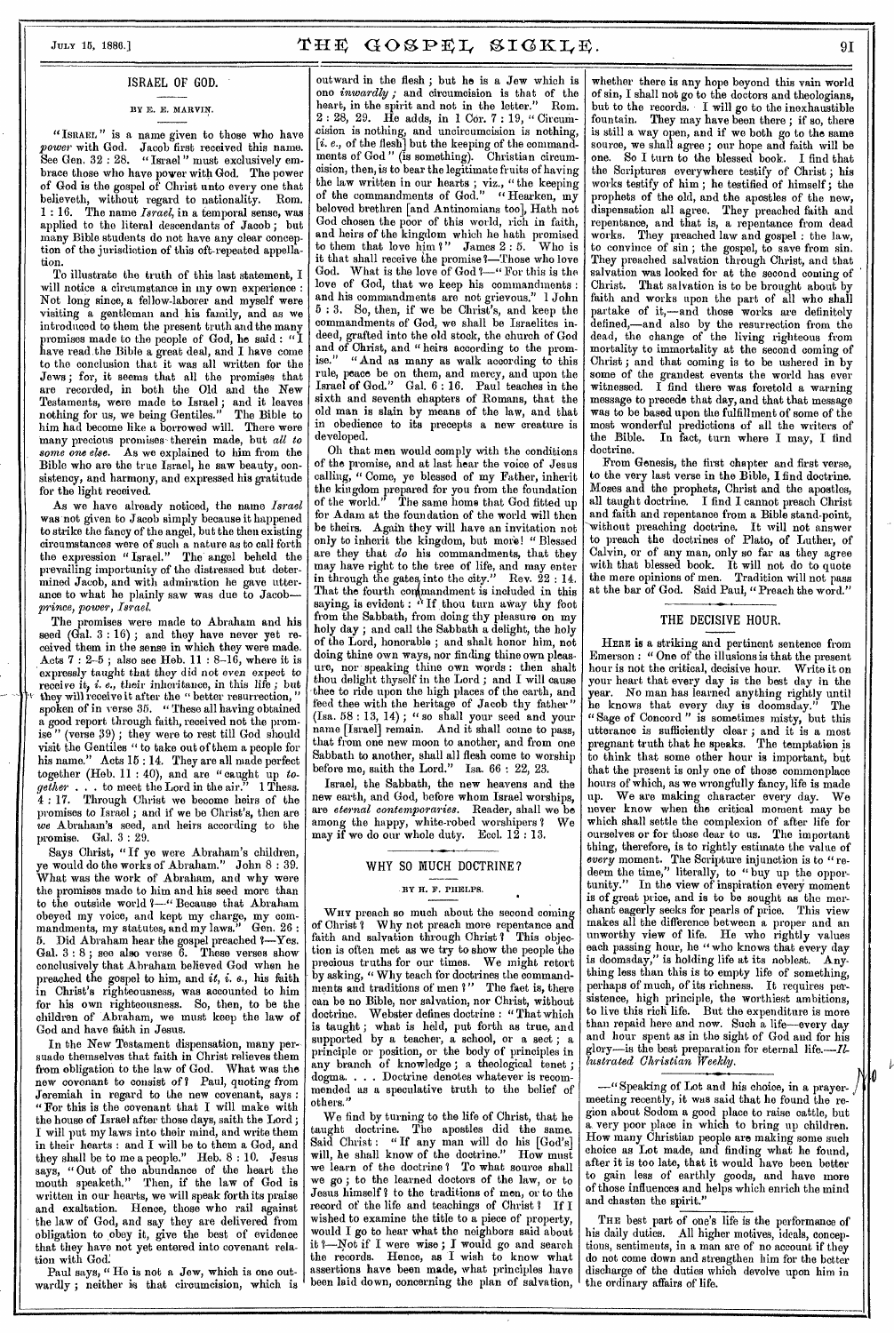## ISRAEL OF GOD.

BY E. E. MARVIN.

"ISRAEL" is a name given to those who have *power* with God. Jacob first received this name. See Gen. 32 : 28. "Israel" must exclusively embrace those who have power with God. The power of God is the gospel of Christ unto every one that believeth, without regard to nationality. Rom. 1 : 16. The name *Israel*, in a temporal sense, was applied to the literal descendants of Jacob; but many Bible students do not have any clear conception of the jurisdiction of this oft-repeated appellation.

To illustrate the truth of this last statement, I will notice a circumstance in my own experience: Not long since, a fellow-laborer and myself were visiting a gentleman and his family, and as we introduced to them the present truth and the many promises made to the people of God, he said: "I have read the Bible a great deal, and I have come to the conclusion that it was all written for the Jews; for, it seems that all the promises that are recorded, in both the Old and the New Testaments, were made to Israel; and it leaves nothing for us, we being Gentiles." The Bible to him had become like a borrowed will. There were many precious promises therein made, but *all to some one else*. As we explained to him from the Bible who are the true Israel, he saw beauty, consistency, and harmony, and expressed his gratitude for the light received.

As we have already noticed, the name *Israel* was not given to Jacob simply because it happened to strike the fancy of the angel, but the then existing circumstances were of such a nature as to call forth the expression "Israel." The angel beheld the prevailing importunity of the distressed but determined Jacob, and with admiration he gave utterance to what he plainly saw was due to Jacob—*prince, power, Israel*.

The promises were made to Abraham and his seed (Gal. 3 : 16); and they have never yet received them in the sense in which they were made. Acts 7 : 2–5; also see Heb. 11 : 8–16, where it is expressly taught that they did not even expect to receive it, *i. e.*, their inheritance, in this life; but they will receive it after the "better resurrection," spoken of in verse 35. "These all having obtained a good report through faith, received not the promise" (verse 39); they were to rest till God should visit the Gentiles "to take out of them a people for his name." Acts 15 : 14. They are all made perfect together (Heb. 11 : 40), and are "caught up *together* . . . to meet the Lord in the air." 1 Thess. 4 : 17. Through Christ we become heirs of the promises to Israel; and if we be Christ's, then are *we* Abraham's seed, and heirs according to the promise. Gal. 3 : 29.

Says Christ, "If ye were Abraham's children, ye would do the works of Abraham." John 8 : 39. What was the work of Abraham, and why were the promises made to him and his seed more than to the outside world?—"Because that Abraham obeyed my voice, and kept my charge, my commandments, my statutes, and my laws." Gen. 26 : 5. Did Abraham hear the gospel preached?—Yes. Gal. 3 : 8; see also verse 6. These verses show conclusively that Abraham believed God when he preached the gospel to him, and *it, i. e.*, his faith in Christ's righteousness, was accounted to him for his own righteousness. So, then, to be the children of Abraham, we must keep the law of God and have faith in Jesus.

In the New Testament dispensation, many persuade themselves that faith in Christ relieves them from obligation to the law of God. What was the new covenant to consist of? Paul, quoting from Jeremiah in regard to the new covenant, says: "For this is the covenant that I will make with the house of Israel after those days, saith the Lord; I will put my laws into their mind, and write them in their hearts: and I will be to them a God, and they shall be to me a people." Heb. 8 : 10. Jesus says, "Out of the abundance of the heart the mouth speaketh." Then, if the law of God is written in our hearts, we will speak forth its praise and exaltation. Hence, those who rail against the law of God, and say they are delivered from obligation to obey it, give the best of evidence that they have not yet entered into covenant relation with God.

Paul says, "He is not a Jew, which is one outwardly; neither is that circumcision, which is outward in the flesh; but he is a Jew which is one *inwardly*; and circumcision is that of the heart, in the spirit and not in the letter." Rom. 2 : 28, 29. He adds, in 1 Cor. 7 : 19, "Circumcision is nothing, and uncircumcision is nothing, [*i. e.*, of the flesh] but the keeping of the commandments of God" (is something). Christian circumcision, then, is to bear the legitimate fruits of having the law written in our hearts; viz., "the keeping of the commandments of God." "Hearken, my beloved brethren [and Antinomians too], Hath not God chosen the poor of this world, rich in faith, and heirs of the kingdom which he hath promised to them that love him?" James 2 : 5. Who is it that shall receive the promise?—Those who love God. What is the love of God?—"For this is the love of God, that we keep his commandments: and his commandments are not grievous." 1 John 5 : 3. So, then, if we be Christ's, and keep the commandments of God, we shall be Israelites indeed, grafted into the old stock, the church of God and of Christ, and "heirs according to the promise." "And as many as walk according to this rule, peace be on them, and mercy, and upon the Israel of God." Gal. 6 : 16. Paul teaches in the sixth and seventh chapters of Romans, that the old man is slain by means of the law, and that in obedience to its precepts a new creature is developed.

Oh that men would comply with the conditions of the promise, and at last hear the voice of Jesus calling, "Come, ye blessed of my Father, inherit the kingdom prepared for you from the foundation of the world." The same home that God fitted up for Adam at the foundation of the world will then be theirs. Again they will have an invitation not only to inherit the kingdom, but more! "Blessed are they that *do* his commandments, that they may have right to the tree of life, and may enter in through the gates into the city." Rev. 22 : 14. That the fourth commandment is included in this saying, is evident: "If thou turn away thy foot from the Sabbath, from doing thy pleasure on my holy day; and call the Sabbath a delight, the holy of the Lord, honorable; and shalt honor him, not doing thine own ways, nor finding thine own pleasure, nor speaking thine own words: then shalt thou delight thyself in the Lord; and I will cause thee to ride upon the high places of the earth, and feed thee with the heritage of Jacob thy father" (Isa. 58 : 13, 14); "so shall your seed and your name [Israel] remain. And it shall come to pass, that from one new moon to another, and from one Sabbath to another, shall all flesh come to worship before me, saith the Lord." Isa. 66 : 22, 23.

Israel, the Sabbath, the new heavens and the new earth, and God, before whom Israel worships, are *eternal contemporaries*. Reader, shall we be among the happy, white-robed worshipers? We may if we do our whole duty. Eccl. 12 : 13.

## WHY SO MUCH DOCTRINE?

BY H. F. PHELPS.

WHY preach so much about the second coming of Christ? Why not preach more repentance and faith and salvation through Christ? This objection is often met as we try to show the people the precious truths for our times. We might retort by asking, "Why teach for doctrines the commandments and traditions of men?" The fact is, there can be no Bible, nor salvation, nor Christ, without doctrine. Webster defines doctrine: "That which is taught; what is held, put forth as true, and supported by a teacher, a school, or a sect; a principle or position, or the body of principles in any branch of knowledge; a theological tenet; dogma. . . . Doctrine denotes whatever is recommended as a speculative truth to the belief of others."

We find by turning to the life of Christ, that he taught doctrine. The apostles did the same. Said Christ: "If any man will do his [God's] will, he shall know of the doctrine." How must we learn of the doctrine? To what source shall we go; to the learned doctors of the law, or to Jesus himself? to the traditions of men, or to the record of the life and teachings of Christ? If I wished to examine the title to a piece of property, would I go to hear what the neighbors said about it?—Not if I were wise; I would go and search the records. Hence, as I wish to know what assertions have been made, what principles have been laid down, concerning the plan of salvation, whether there is any hope beyond this vain world of sin, I shall not go to the doctors and theologians, but to the records. I will go to the inexhaustible fountain. They may have been there; if so, there is still a way open, and if we both go to the same source, we shall agree; our hope and faith will be one. So I turn to the blessed book. I find that the Scriptures everywhere testify of Christ; his works testify of him; he testified of himself; the prophets of the old, and the apostles of the new, dispensation all agree. They preached faith and repentance, and that is, a repentance from dead works. They preached law and gospel: the law, to convince of sin; the gospel, to save from sin. They preached salvation through Christ, and that salvation was looked for at the second coming of Christ. That salvation is to be brought about by faith and works upon the part of all who shall partake of it,—and those works are definitely defined,—and also by the resurrection from the dead, the change of the living righteous from mortality to immortality at the second coming of Christ; and that coming is to be ushered in by some of the grandest events the world has ever witnessed. I find there was foretold a warning message to precede that day, and that that message was to be based upon the fulfillment of some of the most wonderful predictions of all the writers of the Bible. In fact, turn where I may, I find doctrine.

From Genesis, the first chapter and first verse, to the very last verse in the Bible, I find doctrine. Moses and the prophets, Christ and the apostles, all taught doctrine. I find I cannot preach Christ and faith and repentance from a Bible stand-point, without preaching doctrine. It will not answer to preach the doctrines of Plato, of Luther, of Calvin, or of any man, only so far as they agree with that blessed book. It will not do to quote the mere opinions of men. Tradition will not pass at the bar of God. Said Paul, "Preach the word."

## THE DECISIVE HOUR.

HERE is a striking and pertinent sentence from Emerson: "One of the illusions is that the present hour is not the critical, decisive hour. Write it on your heart that every day is the best day in the year. No man has learned anything rightly until he knows that every day is doomsday." The "Sage of Concord" is sometimes misty, but this utterance is sufficiently clear; and it is a most pregnant truth that he speaks. The temptation is to think that some other hour is important, but that the present is only one of those commonplace hours of which, as we wrongfully fancy, life is made up. We are making character every day. We never know when the critical moment may be which shall settle the complexion of after life for ourselves or for those dear to us. The important thing, therefore, is to rightly estimate the value of *every* moment. The Scripture injunction is to "redeem the time," literally, to "buy up the opportunity." In the view of inspiration every moment is of great price, and is to be sought as the merchant eagerly seeks for pearls of price. This view makes all the difference between a proper and an unworthy view of life. He who rightly values each passing hour, he "who knows that every day is doomsday," is holding life at its noblest. Anything less than this is to empty life of something, perhaps of much, of its richness. It requires persistence, high principle, the worthiest ambitions, to live this rich life. But the expenditure is more than repaid here and now. Such a life—every day and hour spent as in the sight of God and for his glory—is the best preparation for eternal life.—*Illustrated Christian Weekly.*

—"Speaking of Lot and his choice, in a prayer-meeting recently, it was said that he found the region about Sodom a good place to raise cattle, but a very poor place in which to bring up children. How many Christian people are making some such choice as Lot made, and finding what he found, after it is too late, that it would have been better to gain less of earthly goods, and have more of those influences and helps which enrich the mind and chasten the spirit."

THE best part of one's life is the performance of his daily duties. All higher motives, ideals, conceptions, sentiments, in a man are of no account if they do not come down and strengthen him for the better discharge of the duties which devolve upon him in the ordinary affairs of life.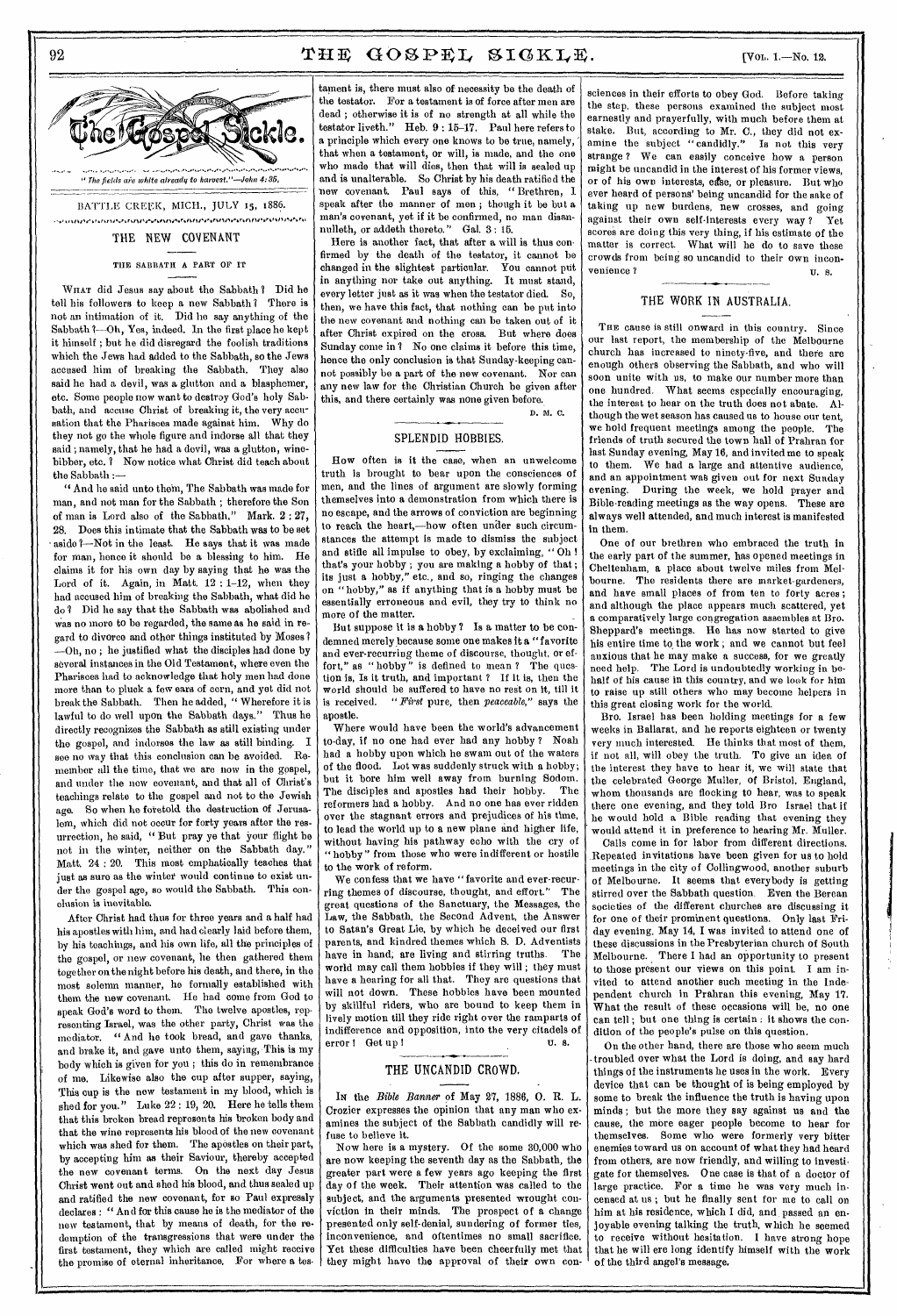*"The fields are white already to harvest."—John 4:35.*

BATTLE CREEK, MICH., JULY 15, 1886.

## THE NEW COVENANT

### THE SABBATH A PART OF IT

WHAT did Jesus say about the Sabbath? Did he tell his followers to keep a new Sabbath? There is not an intimation of it. Did he say anything of the Sabbath?—Oh, Yes, indeed. In the first place he kept it himself; but he did disregard the foolish traditions which the Jews had added to the Sabbath, so the Jews accused him of breaking the Sabbath. They also said he had a devil, was a glutton and a blasphemer, etc. Some people now want to destroy God's holy Sabbath, and accuse Christ of breaking it, the very accusation that the Pharisees made against him. Why do they not go the whole figure and indorse all that they said; namely, that he had a devil, was a glutton, winebibber, etc.? Now notice what Christ did teach about the Sabbath:—

"And he said unto them, The Sabbath was made for man, and not man for the Sabbath; therefore the Son of man is Lord also of the Sabbath." Mark. 2:27, 28. Does this intimate that the Sabbath was to be set aside?—Not in the least. He says that it was made for man, hence it should be a blessing to him. He claims it for his own day by saying that he was the Lord of it. Again, in Matt. 12:1–12, when they had accused him of breaking the Sabbath, what did he do? Did he say that the Sabbath was abolished and was no more to be regarded, the same as he said in regard to divorce and other things instituted by Moses?—Oh, no; he justified what the disciples had done by several instances in the Old Testament, where even the Pharisees had to acknowledge that holy men had done more than to pluck a few ears of corn, and yet did not break the Sabbath. Then he added, "Wherefore it is lawful to do well upon the Sabbath days." Thus he directly recognizes the Sabbath as still existing under the gospel, and indorses the law as still binding. I see no way that this conclusion can be avoided. Remember all the time, that we are now in the gospel, and under the new covenant, and that all of Christ's teachings relate to the gospel and not to the Jewish age. So when he foretold the destruction of Jerusalem, which did not occur for forty years after the resurrection, he said, "But pray ye that your flight be not in the winter, neither on the Sabbath day." Matt. 24:20. This most emphatically teaches that just as sure as the winter would continue to exist under the gospel age, so would the Sabbath. This conclusion is inevitable.

After Christ had thus for three years and a half had his apostles with him, and had clearly laid before them, by his teachings, and his own life, all the principles of the gospel, or new covenant, he then gathered them together on the night before his death, and there, in the most solemn manner, he formally established with them the new covenant. He had come from God to speak God's word to them. The twelve apostles, representing Israel, was the other party, Christ was the mediator. "And he took bread, and gave thanks, and brake it, and gave unto them, saying, This is my body which is given for you; this do in remembrance of me. Likewise also the cup after supper, saying, This cup is the new testament in my blood, which is shed for you." Luke 22:19, 20. Here he tells them that this broken bread represents his broken body and that the wine represents his blood of the new covenant which was shed for them. The apostles on their part, by accepting him as their Saviour, thereby accepted the new covenant terms. On the next day Jesus Christ went out and shed his blood, and thus sealed up and ratified the new covenant, for so Paul expressly declares: "And for this cause he is the mediator of the new testament, that by means of death, for the redemption of the transgressions that were under the first testament, they which are called might receive the promise of eternal inheritance. For where a testament is, there must also of necessity be the death of the testator. For a testament is of force after men are dead; otherwise it is of no strength at all while the testator liveth." Heb. 9:15–17. Paul here refers to a principle which every one knows to be true, namely, that when a testament, or will, is made, and the one who made that will dies, then that will is sealed up and is unalterable. So Christ by his death ratified the new covenant. Paul says of this, "Brethren, I speak after the manner of men; though it be but a man's covenant, yet if it be confirmed, no man disannulleth, or addeth thereto." Gal. 3:15.

Here is another fact, that after a will is thus confirmed by the death of the testator, it cannot be changed in the slightest particular. You cannot put in anything nor take out anything. It must stand, every letter just as it was when the testator died. So, then, we have this fact, that nothing can be put into the new covenant and nothing can be taken out of it after Christ expired on the cross. But where does Sunday come in? No one claims it before this time, hence the only conclusion is that Sunday-keeping cannot possibly be a part of the new covenant. Nor can any new law for the Christian Church be given after this, and there certainly was none given before.

D. M. C.

## SPLENDID HOBBIES.

How often is it the case, when an unwelcome truth is brought to bear upon the consciences of men, and the lines of argument are slowly forming themselves into a demonstration from which there is no escape, and the arrows of conviction are beginning to reach the heart,—how often under such circumstances the attempt is made to dismiss the subject and stifle all impulse to obey, by exclaiming, "Oh! that's your hobby; you are making a hobby of that; its just a hobby," etc., and so, ringing the changes on "hobby," as if anything that is a hobby must be essentially erroneous and evil, they try to think no more of the matter.

But suppose it is a hobby? Is a matter to be condemned merely because some one makes it a "favorite and ever-recurring theme of discourse, thought, or effort," as "hobby" is defined to mean? The question is, Is it truth, and important? If it is, then the world should be suffered to have no rest on it, till it is received. "*First* pure, then *peaceable*," says the apostle.

Where would have been the world's advancement to-day, if no one had ever had any hobby? Noah had a hobby upon which he swam out of the waters of the flood. Lot was suddenly struck with a hobby; but it bore him well away from burning Sodom. The disciples and apostles had their hobby. The reformers had a hobby. And no one has ever ridden over the stagnant errors and prejudices of his time, to lead the world up to a new plane and higher life, without having his pathway echo with the cry of "hobby" from those who were indifferent or hostile to the work of reform.

We confess that we have "favorite and ever-recurring themes of discourse, thought, and effort." The great questions of the Sanctuary, the Messages, the Law, the Sabbath, the Second Advent, the Answer to Satan's Great Lie, by which he deceived our first parents, and kindred themes which S. D. Adventists have in hand, are living and stirring truths. The world may call them hobbies if they will; they must have a hearing for all that. They are questions that will not down. These hobbies have been mounted by skillful riders, who are bound to keep them in lively motion till they ride right over the ramparts of indifference and opposition, into the very citadels of error! Get up!

U. S.

## THE UNCANDID CROWD.

IN the *Bible Banner* of May 27, 1886, O. R. L. Crozier expresses the opinion that any man who examines the subject of the Sabbath candidly will refuse to believe it.

Now here is a mystery. Of the some 30,000 who are now keeping the seventh day as the Sabbath, the greater part were a few years ago keeping the first day of the week. Their attention was called to the subject, and the arguments presented wrought conviction in their minds. The prospect of a change presented only self-denial, sundering of former ties, inconvenience, and oftentimes no small sacrifice. Yet these difficulties have been cheerfully met that they might have the approval of their own consciences in their efforts to obey God. Before taking the step, these persons examined the subject most earnestly and prayerfully, with much before them at stake. But, according to Mr. C., they did not examine the subject "candidly." Is not this very strange? We can easily conceive how a person might be uncandid in the interest of his former views, or of his own interests, ease, or pleasure. But who ever heard of persons' being uncandid for the sake of taking up new burdens, new crosses, and going against their own self-interests every way? Yet scores are doing this very thing, if his estimate of the matter is correct. What will he do to save these crowds from being so uncandid to their own inconvenience?

U. S.

## THE WORK IN AUSTRALIA.

THE cause is still onward in this country. Since our last report, the membership of the Melbourne church has increased to ninety-five, and there are enough others observing the Sabbath, and who will soon unite with us, to make our number more than one hundred. What seems especially encouraging, the interest to hear on the truth does not abate. Although the wet season has caused us to house our tent, we hold frequent meetings among the people. The friends of truth secured the town hall of Prahran for last Sunday evening, May 16, and invited me to speak to them. We had a large and attentive audience, and an appointment was given out for next Sunday evening. During the week, we hold prayer and Bible-reading meetings as the way opens. These are always well attended, and much interest is manifested in them.

One of our brethren who embraced the truth in the early part of the summer, has opened meetings in Cheltenham, a place about twelve miles from Melbourne. The residents there are market-gardeners, and have small places of from ten to forty acres; and although the place appears much scattered, yet a comparatively large congregation assembles at Bro. Sheppard's meetings. He has now started to give his entire time to the work; and we cannot but feel anxious that he may make a success, for we greatly need help. The Lord is undoubtedly working in behalf of his cause in this country, and we look for him to raise up still others who may become helpers in this great closing work for the world.

Bro. Israel has been holding meetings for a few weeks in Ballarat, and he reports eighteen or twenty very much interested. He thinks that most of them, if not all, will obey the truth. To give an idea of the interest they have to hear it, we will state that the celebrated George Muller, of Bristol, England, whom thousands are flocking to hear, was to speak there one evening, and they told Bro. Israel that if he would hold a Bible reading that evening they would attend it in preference to hearing Mr. Muller.

Calls come in for labor from different directions. Repeated invitations have been given for us to hold meetings in the city of Collingwood, another suburb of Melbourne. It seems that everybody is getting stirred over the Sabbath question. Even the Berean societies of the different churches are discussing it for one of their prominent questions. Only last Friday evening, May 14, I was invited to attend one of these discussions in the Presbyterian church of South Melbourne. There I had an opportunity to present to those present our views on this point. I am invited to attend another such meeting in the Independent church in Prahran this evening, May 17. What the result of these occasions will be, no one can tell; but one thing is certain: it shows the condition of the people's pulse on this question.

On the other hand, there are those who seem much troubled over what the Lord is doing, and say hard things of the instruments he uses in the work. Every device that can be thought of is being employed by some to break the influence the truth is having upon minds; but the more they say against us and the cause, the more eager people become to hear for themselves. Some who were formerly very bitter enemies toward us on account of what they had heard from others, are now friendly, and willing to investigate for themselves. One case is that of a doctor of large practice. For a time he was very much incensed at us; but he finally sent for me to call on him at his residence, which I did, and passed an enjoyable evening talking the truth, which he seemed to receive without hesitation. I have strong hope that he will ere long identify himself with the work of the third angel's message.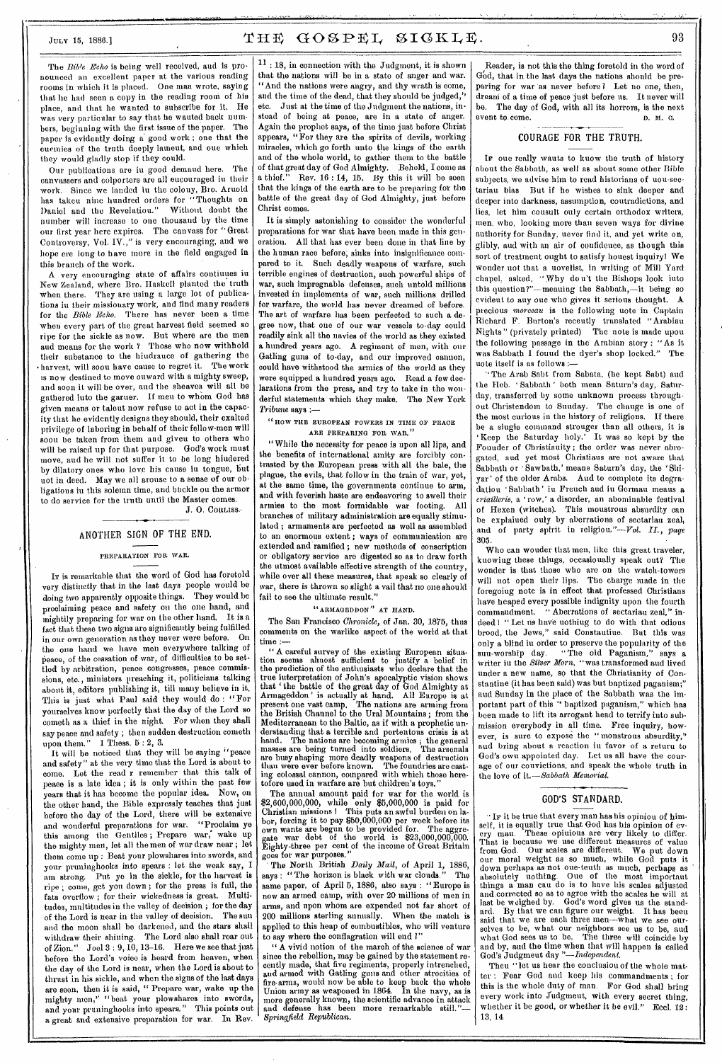The *Bible Echo* is being well received, and is pronounced an excellent paper at the various reading rooms in which it is placed. One man wrote, saying that he had seen a copy in the reading room of his place, and that he wanted to subscribe for it. He was very particular to say that he wanted back numbers, beginning with the first issue of the paper. The paper is evidently doing a good work; one that the enemies of the truth deeply lament, and one which they would gladly stop if they could.

Our publications are in good demand here. The canvassers and colporters are all encouraged in their work. Since we landed in the colony, Bro. Arnold has taken nine hundred orders for "Thoughts on Daniel and the Revelation." Without doubt the number will increase to one thousand by the time our first year here expires. The canvass for "Great Controversy, Vol. IV.," is very encouraging, and we hope ere long to have more in the field engaged in this branch of the work.

A very encouraging state of affairs continues in New Zealand, where Bro. Haskell planted the truth when there. They are using a large lot of publications in their missionary work, and find many readers for the *Bible Echo*. There has never been a time when every part of the great harvest field seemed so ripe for the sickle as now. But where are the men and means for the work? Those who now withhold their substance to the hindrance of gathering the harvest, will soon have cause to regret it. The work is now destined to move onward with a mighty sweep, and soon it will be over, and the sheaves will all be gathered into the garner. If men to whom God has given means or talent now refuse to act in the capacity that he evidently designs they should, their exalted privilege of laboring in behalf of their fellow-men will soon be taken from them and given to others who will be raised up for that purpose. God's work must move, and he will not suffer it to be long hindered by dilatory ones who love his cause in tongue, but not in deed. May we all arouse to a sense of our obligations in this solemn time, and buckle on the armor to do service for the truth until the Master comes.

J. O. Corliss.

## ANOTHER SIGN OF THE END.

### PREPARATION FOR WAR.

It is remarkable that the word of God has foretold very distinctly that in the last days people would be doing two apparently opposite things. They would be proclaiming peace and safety on the one hand, and mightily preparing for war on the other hand. It is a fact that these two signs are significantly being fulfilled in our own generation as they never were before. On the one hand we have men everywhere talking of peace, of the cessation of war, of difficulties to be settled by arbitration, peace congresses, peace commissions, etc., ministers preaching it, politicians talking about it, editors publishing it, till many believe in it. This is just what Paul said they would do: "For yourselves know perfectly that the day of the Lord so cometh as a thief in the night. For when they shall say peace and safety; then sudden destruction cometh upon them." 1 Thess. 5:2, 3.

It will be noticed that they will be saying "peace and safety" at the very time that the Lord is about to come. Let the reader remember that this talk of peace is a late idea; it is only within the past few years that it has become the popular idea. Now, on the other hand, the Bible expressly teaches that just before the day of the Lord, there will be extensive and wonderful preparations for war. "Proclaim ye this among the Gentiles; Prepare war, wake up the mighty men, let all the men of war draw near; let them come up: Beat your plowshares into swords, and your pruninghooks into spears: let the weak say, I am strong. Put ye in the sickle, for the harvest is ripe; come, get you down; for the press is full, the fats overflow; for their wickedness is great. Multitudes, multitudes in the valley of decision; for the day of the Lord is near in the valley of decision. The sun and the moon shall be darkened, and the stars shall withdraw their shining. The Lord also shall roar out of Zion." Joel 3:9, 10, 13-16. Here we see that just before the Lord's voice is heard from heaven, when the day of the Lord is near, when the Lord is about to thrust in his sickle, and when the signs of the last days are seen, then it is said, "Prepare war, wake up the mighty men," "beat your plowshares into swords, and your pruninghooks into spears." This points out a great and extensive preparation for war. In Rev. 11:18, in connection with the Judgment, it is shown that the nations will be in a state of anger and war. "And the nations were angry, and thy wrath is come, and the time of the dead, that they should be judged," etc. Just at the time of the Judgment the nations, instead of being at peace, are in a state of anger. Again the prophet says, of the time just before Christ appears, "For they are the spirits of devils, working miracles, which go forth unto the kings of the earth and of the whole world, to gather them to the battle of that great day of God Almighty. Behold, I come as a thief." Rev. 16:14, 15. By this it will be seen that the kings of the earth are to be preparing for the battle of the great day of God Almighty, just before Christ comes.

It is simply astonishing to consider the wonderful preparations for war that have been made in this generation. All that has ever been done in that line by the human race before, sinks into insignificance compared to it. Such deadly weapons of warfare, such terrible engines of destruction, such powerful ships of war, such impregnable defenses, such untold millions invested in implements of war, such millions drilled for warfare, the world has never dreamed of before. The art of warfare has been perfected to such a degree now, that one of our war vessels to-day could readily sink all the navies of the world as they existed a hundred years ago. A regiment of men, with our Gatling guns of to-day, and our improved cannon, could have withstood the armies of the world as they were equipped a hundred years ago. Read a few declarations from the press, and try to take in the wonderful statements which they make. The New York *Tribune* says:—

#### "HOW THE EUROPEAN POWERS IN TIME OF PEACE ARE PREPARING FOR WAR."

"While the necessity for peace is upon all lips, and the benefits of international amity are forcibly contrasted by the European press with all the bale, the plague, the evils, that follow in the train of war, yet, at the same time, the governments continue to arm, and with feverish haste are endeavoring to swell their armies to the most formidable war footing. All branches of military administration are equally stimulated; armaments are perfected as well as assembled to an enormous extent; ways of communication are extended and ramified; new methods of conscription or obligatory service are digested so as to draw forth the utmost available effective strength of the country, while over all these measures, that speak so clearly of war, there is thrown so slight a vail that no one should fail to see the ultimate result."

#### "ARMAGEDDON" AT HAND.

The San Francisco *Chronicle*, of Jan. 30, 1875, thus comments on the warlike aspect of the world at that time:—

"A careful survey of the existing European situation seems almost sufficient to justify a belief in the prediction of the enthusiasts who declare that the true interpretation of John's apocalyptic vision shows that 'the battle of the great day of God Almighty at Armageddon' is actually at hand. All Europe is at present one vast camp. The nations are arming from the British Channel to the Ural Mountains; from the Mediterranean to the Baltic, as if with a prophetic understanding that a terrible and portentous crisis is at hand. The nations are becoming armies; the general masses are being turned into soldiers. The arsenals are busy shaping more deadly weapons of destruction than were ever before known. The foundries are casting colossal cannon, compared with which those heretofore used in warfare are but children's toys."

The annual amount paid for war for the world is $2,600,000,000, while only $5,000,000 is paid for Christian missions! This puts an awful burden on labor, forcing it to pay $50,000,000 per week before its own wants are begun to be provided for. The aggregate war debt of the world is $23,000,000,000. Eighty-three per cent of the income of Great Britain goes for war purposes."

The North British *Daily Mail*, of April 1, 1886, says: "The horizon is black with war clouds." The same paper, of April 5, 1886, also says: "Europe is now an armed camp, with over 20 millions of men in arms, and upon whom are expended not far short of 200 millions sterling annually. When the match is applied to this heap of combustibles, who will venture to say where the conflagration will end?"

"A vivid notion of the march of the science of war since the rebellion, may be gained by the statement recently made, that five regiments, properly intrenched, and armed with Gatling guns and other atrocities of fire-arms, would now be able to keep back the whole Union army as weaponed in 1864. In the navy, as is more generally known, the scientific advance in attack and defense has been more remarkable still."—*Springfield Republican.*

Reader, is not this the thing foretold in the word of God, that in the last days the nations should be preparing for war as never before? Let no one, then, dream of a time of peace just before us. It never will be. The day of God, with all its horrors, is the next event to come.

D. M. C.

## COURAGE FOR THE TRUTH.

If one really wants to know the truth of history about the Sabbath, as well as about some other Bible subjects, we advise him to read historians of non-sectarian bias But if he wishes to sink deeper and deeper into darkness, assumption, contradictions, and lies, let him consult only certain orthodox writers, men who, looking more than seven ways for divine authority for Sunday, never find it, and yet write on, glibly, and with an air of confidence, as though this sort of treatment ought to satisfy honest inquiry! We wonder not that a novelist, in writing of Mill Yard chapel, asked, "Why don't the Bishops look into this question?"—meaning the Sabbath,—it being so evident to any one who gives it serious thought. A precious *morceau* is the following note in Captain Richard F. Burton's recently translated "Arabian Nights" (privately printed) The note is made upon the following passage in the Arabian story: "As it was Sabbath I found the dyer's shop locked." The note itself is as follows:—

"The Arab Sabt from Sabata, (he kept Sabt) and the Heb. 'Sabbath' both mean Saturn's day, Saturday, transferred by some unknown process throughout Christendom to Sunday. The change is one of the most curious in the history of religions. If there be a single command stronger than all others, it is 'Keep the Saturday holy.' It was so kept by the Founder of Christianity; the order was never abrogated, and yet most Christians are not aware that Sabbath or 'Sawbath,' means Saturn's day, the 'Shiyar' of the older Arabs. And to complete its degradation 'Sabbath' in French and in German means a *criaillerie*, a 'row,' a disorder, an abominable festival of Hexen (witches). This monstrous absurdity can be explained only by aberrations of sectarian zeal, and of party spirit in religion."—*Vol. II., page* 305.

Who can wonder that men, like this great traveler, knowing these things, occasionally speak out? The wonder is that those who are on the watch-towers will not open their lips. The charge made in the foregoing note is in effect that professed Christians have heaped every possible indignity upon the fourth commandment. "Aberrations of sectarian zeal," indeed! "Let us have nothing to do with that odious brood, the Jews," said Constantine. But this was only a blind in order to preserve the popularity of the sun-worship day. "The old Paganism," says a writer in the *Silver Morn*, "was transformed and lived under a new name, so that the Christianity of Constantine (it has been said) was but baptized paganism;" and Sunday in the place of the Sabbath was the important part of this "baptized paganism," which has been made to lift its arrogant head to terrify into submission everybody in all time. Free inquiry, however, is sure to expose the "monstrous absurdity," and bring about a reaction in favor of a return to God's own appointed day. Let us all have the courage of our convictions, and speak the whole truth in the love of it.—*Sabbath Memorial.*

## GOD'S STANDARD.

If it be true that every man has his opinion of himself, it is equally true that God has his opinion of every man. These opinions are very likely to differ. That is because we use different measures of value from God. Our scales are different. We put down our moral weight as so much, while God puts it down perhaps as not one-tenth as much, perhaps as absolutely nothing. One of the most important things a man can do is to have his scales adjusted and corrected so as to agree with the scales he will at last be weighed by. God's word gives us the standard. By that we can figure our weight. It has been said that we are each three men—what we see ourselves to be, what our neighbors see us to be, and what God sees us to be. The three will coincide by and by, and the time when that will happen is called God's Judgment day"—*Independent.*

Then "let us hear the conclusion of the whole matter: Fear God and keep his commandments; for this is the whole duty of man. For God shall bring every work into Judgment, with every secret thing, whether it be good, or whether it be evil." Eccl. 12:13, 14.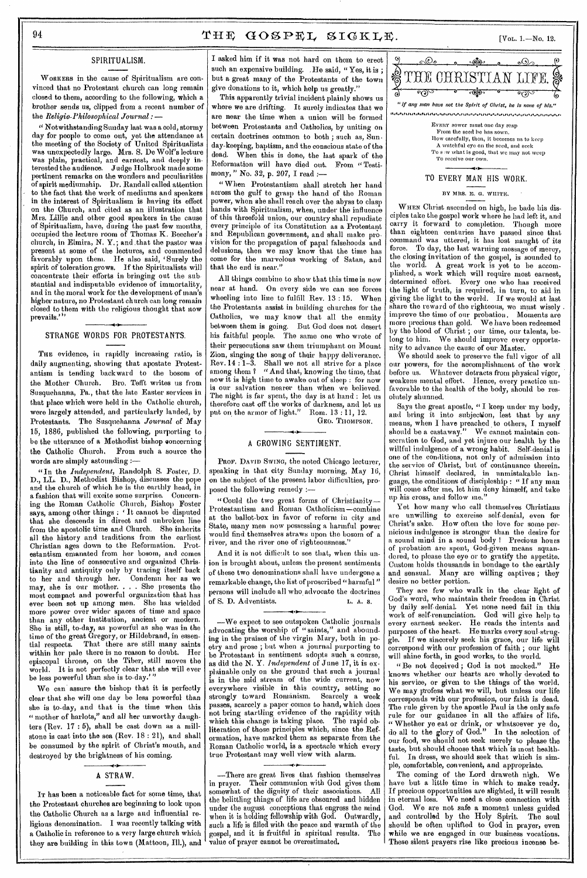## SPIRITUALISM.

WORKERS in the cause of Spiritualism are convinced that no Protestant church can long remain closed to them, according to the following, which a brother sends us, clipped from a recent number of the *Religio-Philosophical Journal*: —

"Notwithstanding Sunday last was a cold, stormy day for people to come out, yet the attendance at the meeting of the Society of United Spiritualists was unexpectedly large. Mrs. S. De Wolf's lecture was plain, practical, and earnest, and deeply interested the audience. Judge Holbrook made some pertinent remarks on the wonders and peculiarities of spirit mediumship. Dr. Randall called attention to the fact that the work of mediums and speakers in the interest of Spiritualism is having its effect on the Church, and cited as an illustration that Mrs. Lillie and other good speakers in the cause of Spiritualism, have, during the past few months, occupied the lecture room of Thomas K. Beecher's church, in Elmira, N. Y.; and that the pastor was present at some of the lectures, and commented favorably upon them. He also said, 'Surely the spirit of toleration grows. If the Spiritualists will concentrate their efforts in bringing out the substantial and indisputable evidence of immortality, and in the moral work for the development of man's higher nature, no Protestant church can long remain closed to them with the religious thought that now prevails.'"

## STRANGE WORDS FOR PROTESTANTS.

THE evidence, in rapidly increasing ratio, is daily augmenting, showing that apostate Protestantism is tending backward to the bosom of the Mother Church. Bro. Tefft writes us from Susquehanna, Pa., that the late Easter services in that place which were held in the Catholic church, were largely attended, and particularly lauded, by Protestants. The Susquehanna *Journal* of May 15, 1886, published the following, purporting to be the utterance of a Methodist bishop concerning the Catholic Church. From such a source the words are simply astounding: —

"In the *Independent*, Randolph S. Foster, D. D., LL. D., Methodist Bishop, discusses the pope and the church of which he is the earthly head, in a fashion that will excite some surprise. Concerning the Roman Catholic Church, Bishop Foster says, among other things: 'It cannot be disputed that she descends in direct and unbroken line from the apostolic time and Church. She inherits all the history and traditions from the earliest Christian ages down to the Reformation. Protestantism emanated from her bosom, and comes into the line of consecutive and organized Christianity and antiquity only by tracing itself back to her and through her. Condemn her as we may, she is our mother. . . . She presents the most compact and powerful organization that has ever been set up among men. She has wielded more power over wider spaces of time and space than any other institution, ancient or modern. She is still, to-day, as powerful as she was in the time of the great Gregory, or Hildebrand, in essential respects. That there are still many saints within her pale there is no reason to doubt. Her episcopal throne, on the Tiber, still moves the world. It is not perfectly clear that she will ever be less powerful than she is to-day.'"

We can assure the bishop that it is perfectly clear that she will one day be less powerful than she is to-day, and that is the time when this "mother of harlots," and all her unworthy daughters (Rev. 17 : 5), shall be cast down as a millstone is cast into the sea (Rev. 18 : 21), and shall be consumed by the spirit of Christ's mouth, and destroyed by the brightness of his coming.

## A STRAW.

IT has been a noticeable fact for some time, that the Protestant churches are beginning to look upon the Catholic Church as a large and influential religious denomination. I was recently talking with a Catholic in reference to a very large church which they are building in this town (Mattoon, Ill.), and I asked him if it was not hard on them to erect such an expensive building. He said, "Yes, it is; but a great many of the Protestants of the town give donations to it, which help us greatly."

This apparently trivial incident plainly shows us where we are drifting. It surely indicates that we are near the time when a union will be formed between Protestants and Catholics, by uniting on certain doctrines common to both; such as, Sunday-keeping, baptism, and the conscious state of the dead. When this is done, the last spark of the Reformation will have died out. From "Testimony," No. 32, p. 207, I read :—

"When Protestantism shall stretch her hand across the gulf to grasp the hand of the Roman power, when she shall reach over the abyss to clasp hands with Spiritualism, when, under the influence of this threefold union, our country shall repudiate every principle of its Constitution as a Protestant and Republican government, and shall make provision for the propagation of papal falsehoods and delusions, then we may know that the time has come for the marvelous working of Satan, and that the end is near."

All things combine to show that this time is now near at hand. On every side we can see forces wheeling into line to fulfill Rev. 13 : 15. When the Protestants assist in building churches for the Catholics, we may know that all the enmity between them is going. But God does not desert his faithful people. The same one who wrote of their persecutions saw them triumphant on Mount Zion, singing the song of their happy deliverance. Rev. 14 : 1–3. Shall we not all strive for a place among them? "And that, knowing the time, that now it is high time to awake out of sleep: for now is our salvation nearer than when we believed. The night is far spent, the day is at hand: let us therefore cast off the works of darkness, and let us put on the armor of light." Rom. 13 : 11, 12.

GEO. THOMPSON.

## A GROWING SENTIMENT.

PROF. DAVID SWING, the noted Chicago lecturer, speaking in that city Sunday morning, May 16, on the subject of the present labor difficulties, proposed the following remedy :—

"Could the two great forms of Christianity—Protestantism and Roman Catholicism—combine at the ballot-box in favor of reform in city and State, many men now possessing a harmful power would find themselves straws upon the bosom of a river, and the river one of righteousness."

And it is not difficult to see that, when this union is brought about, unless the present sentiments of these two denominations shall have undergone a remarkable change, the list of proscribed "harmful" persons will include all who advocate the doctrines of S. D. Adventists.

L. A. S.

—We expect to see outspoken Catholic journals advocating the worship of "saints," and abounding in the praises of the virgin Mary, both in poetry and prose; but when a journal purporting to be Protestant in sentiment adopts such a course, as did the N. Y. *Independent* of June 17, it is explainable only on the ground that such a journal is in the mid stream of the wide current, now everywhere visible in this country, setting so strongly toward Romanism. Scarcely a week passes, scarcely a paper comes to hand, which does not bring startling evidence of the rapidity with which this change is taking place. The rapid obliteration of those principles which, since the Reformation, have marked them as separate from the Roman Catholic world, is a spectacle which every true Protestant may well view with alarm.

—There are great lives that fashion themselves in prayer. Their communion with God gives them somewhat of the dignity of their associations. All the belittling things of life are obscured and hidden under the august conceptions that engross the mind when it is holding fellowship with God. Outwardly, such a life is filled with the peace and warmth of the gospel, and it is fruitful in spiritual results. The value of prayer cannot be overestimated.

# THE CHRISTIAN LIFE.

*"If any man have not the Spirit of Christ, he is none of his."*

EVERY sower must one day reap
From the seed he has sown.
How carefully, then, it becomes us to keep
A watchful eye on the seed, and seek
To sow what is good, that we may not weep
To receive our own.

## TO EVERY MAN HIS WORK.

BY MRS. E. G. WHITE.

WHEN Christ ascended on high, he bade his disciples take the gospel work where he had left it, and carry it forward to completion. Though more than eighteen centuries have passed since that command was uttered, it has lost naught of its force. To day, the last warning message of mercy, the closing invitation of the gospel, is sounded to the world. A great work is yet to be accomplished, a work which will require most earnest, determined effort. Every one who has received the light of truth, is required, in turn, to aid in giving the light to the world. If we would at last share the reward of the righteous, we must wisely improve the time of our probation. Moments are more precious than gold. We have been redeemed by the blood of Christ; our time, our talents, belong to him. We should improve every opportunity to advance the cause of our Master.

We should seek to preserve the full vigor of all our powers, for the accomplishment of the work before us. Whatever detracts from physical vigor, weakens mental effort. Hence, every practice unfavorable to the health of the body, should be resolutely shunned.

Says the great apostle, "I keep under my body, and bring it into subjection, lest that by any means, when I have preached to others, I myself should be a castaway." We cannot maintain consecration to God, and yet injure our health by the willful indulgence of a wrong habit. Self-denial is one of the conditions, not only of admission into the service of Christ, but of continuance therein. Christ himself declared, in unmistakable language, the conditions of discipleship: "If any man will come after me, let him deny himself, and take up his cross, and follow me."

Yet how many who call themselves Christians are unwilling to exercise self-denial, even for Christ's sake. How often the love for some pernicious indulgence is stronger than the desire for a sound mind in a sound body! Precious hours of probation are spent, God-given means squandered, to please the eye or to gratify the appetite. Custom holds thousands in bondage to the earthly and sensual. Many are willing captives; they desire no better portion.

They are few who walk in the clear light of God's word, who maintain their freedom in Christ by daily self-denial. Yet none need fail in this work of self-renunciation. God will give help to every earnest seeker. He reads the intents and purposes of the heart. He marks every soul-struggle. If we sincerely seek his grace, our life will correspond with our profession of faith; our light will shine forth, in good works, to the world.

"Be not deceived; God is not mocked." He knows whether our hearts are wholly devoted to his service, or given to the things of the world. We may profess what we will, but unless our life corresponds with our profession, our faith is dead. The rule given by the apostle Paul is the only safe rule for our guidance in all the affairs of life. "Whether ye eat or drink, or whatsoever ye do, do all to the glory of God." In the selection of our food, we should not seek merely to please the taste, but should choose that which is most healthful. In dress, we should seek that which is simple, comfortable, convenient, and appropriate.

The coming of the Lord draweth nigh. We have but a little time in which to make ready. If precious opportunities are slighted, it will result in eternal loss. We need a close connection with God. We are not safe a moment unless guided and controlled by the Holy Spirit. The soul should be often uplifted to God in prayer, even while we are engaged in our business vocations. These silent prayers rise like precious incense be-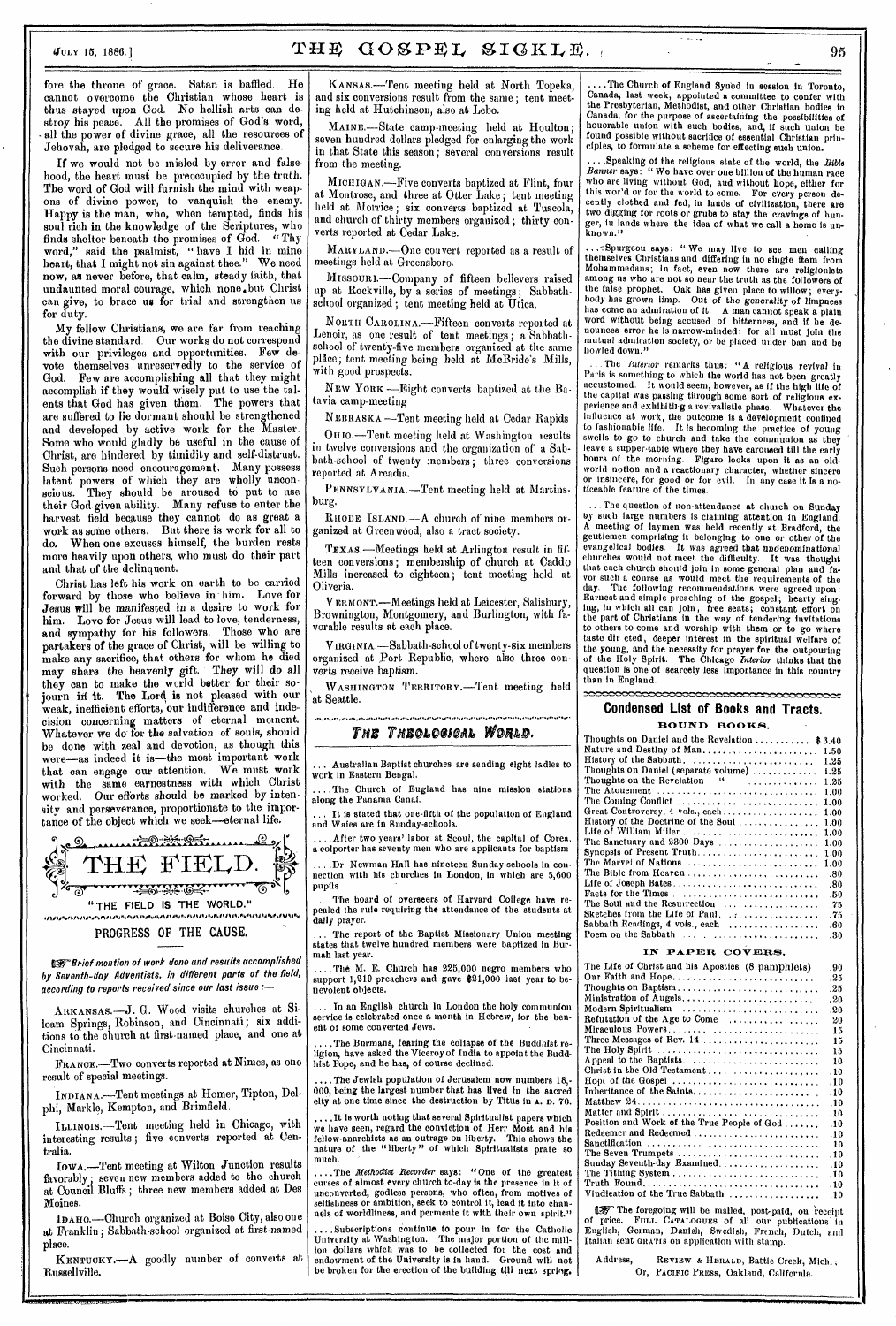fore the throne of grace. Satan is baffled. He cannot overcome the Christian whose heart is thus stayed upon God. No hellish arts can destroy his peace. All the promises of God's word, all the power of divine grace, all the resources of Jehovah, are pledged to secure his deliverance.

If we would not be misled by error and falsehood, the heart must be preoccupied by the truth. The word of God will furnish the mind with weapons of divine power, to vanquish the enemy. Happy is the man, who, when tempted, finds his soul rich in the knowledge of the Scriptures, who finds shelter beneath the promises of God. "Thy word," said the psalmist, "have I hid in mine heart, that I might not sin against thee." We need now, as never before, that calm, steady faith, that undaunted moral courage, which none but Christ can give, to brace us for trial and strengthen us for duty.

My fellow Christians, we are far from reaching the divine standard. Our works do not correspond with our privileges and opportunities. Few devote themselves unreservedly to the service of God. Few are accomplishing all that they might accomplish if they would wisely put to use the talents that God has given them. The powers that are suffered to lie dormant should be strengthened and developed by active work for the Master. Some who would gladly be useful in the cause of Christ, are hindered by timidity and self-distrust. Such persons need encouragement. Many possess latent powers of which they are wholly unconscious. They should be aroused to put to use their God-given ability. Many refuse to enter the harvest field because they cannot do as great a work as some others. But there is work for all to do. When one excuses himself, the burden rests more heavily upon others, who must do their part and that of the delinquent.

Christ has left his work on earth to be carried forward by those who believe in him. Love for Jesus will be manifested in a desire to work for him. Love for Jesus will lead to love, tenderness, and sympathy for his followers. Those who are partakers of the grace of Christ, will be willing to make any sacrifice, that others for whom he died may share the heavenly gift. They will do all they can to make the world better for their sojourn in it. The Lord is not pleased with our weak, inefficient efforts, our indifference and indecision concerning matters of eternal moment. Whatever we do for the salvation of souls, should be done with zeal and devotion, as though this were—as indeed it is—the most important work that can engage our attention. We must work with the same earnestness with which Christ worked. Our efforts should be marked by intensity and perseverance, proportionate to the importance of the object which we seek—eternal life.

# THE FIELD.

"THE FIELD IS THE WORLD."

## PROGRESS OF THE CAUSE.

*Brief mention of work done and results accomplished by Seventh-day Adventists, in different parts of the field, according to reports received since our last issue:—*

ARKANSAS.—J. G. Wood visits churches at Siloam Springs, Robinson, and Cincinnati; six additions to the church at first-named place, and one at Cincinnati.

FRANCE.—Two converts reported at Nimes, as one result of special meetings.

INDIANA.—Tent meetings at Homer, Tipton, Delphi, Markle, Kempton, and Brimfield.

ILLINOIS.—Tent meeting held in Chicago, with interesting results; five converts reported at Centralia.

IOWA.—Tent meeting at Wilton Junction results favorably; seven new members added to the church at Council Bluffs; three new members added at Des Moines.

IDAHO.—Church organized at Boise City, also one at Franklin; Sabbath-school organized at first-named place.

KENTUCKY.—A goodly number of converts at Russellville.

KANSAS.—Tent meeting held at North Topeka, and six conversions result from the same; tent meeting held at Hutchinson, also at Lebo.

MAINE.—State camp-meeting held at Houlton; seven hundred dollars pledged for enlarging the work in that State this season; several conversions result from the meeting.

MICHIGAN.—Five converts baptized at Flint, four at Montrose, and three at Otter Lake; tent meeting held at Morrice; six converts baptized at Tuscola, and church of thirty members organized; thirty converts reported at Cedar Lake.

MARYLAND.—One convert reported as a result of meetings held at Greensboro.

MISSOURI.—Company of fifteen believers raised up at Rockville, by a series of meetings; Sabbath-school organized; tent meeting held at Utica.

NORTH CAROLINA.—Fifteen converts reported at Lenoir, as one result of tent meetings; a Sabbath-school of twenty-five members organized at the same place; tent meeting being held at McBride's Mills, with good prospects.

NEW YORK.—Eight converts baptized at the Batavia camp-meeting

NEBRASKA.—Tent meeting held at Cedar Rapids

OHIO.—Tent meeting held at Washington results in twelve conversions and the organization of a Sabbath-school of twenty members; three conversions reported at Arcadia.

PENNSYLVANIA.—Tent meeting held at Martinsburg.

RHODE ISLAND.—A church of nine members organized at Greenwood, also a tract society.

TEXAS.—Meetings held at Arlington result in fifteen conversions; membership of church at Caddo Mills increased to eighteen; tent meeting held at Oliveria.

VERMONT.—Meetings held at Leicester, Salisbury, Browningtou, Montgomery, and Burlington, with favorable results at each place.

VIRGINIA.—Sabbath-school of twenty-six members organized at Port Republic, where also three converts receive baptism.

WASHINGTON TERRITORY.—Tent meeting held at Seattle.

## THE THEOLOGICAL WORLD.

....Australian Baptist churches are sending eight ladies to work in Eastern Bengal.

....The Church of England has nine mission stations along the Panama Canal.

....It is stated that one-fifth of the population of England and Wales are in Sunday-schools.

....After two years' labor at Seoul, the capital of Corea, a colporter has seventy men who are applicants for baptism

....Dr. Newman Hall has nineteen Sunday-schools in connection with his churches in London, in which are 5,600 pupils.

....The board of overseers of Harvard College have repealed the rule requiring the attendance of the students at daily prayer.

....The report of the Baptist Missionary Union meeting states that twelve hundred members were baptized in Burmah last year.

....The M. E. Church has 225,000 negro members who support 1,219 preachers and gave $21,000 last year to benevolent objects.

....In an English church in London the holy communion service is celebrated once a month in Hebrew, for the benefit of some converted Jews.

....The Burmans, fearing the collapse of the Buddhist religion, have asked the Viceroy of India to appoint the Buddhist Pope, and he has, of course declined.

....The Jewish population of Jerusalem now numbers 18,000, being the largest number that has lived in the sacred city at one time since the destruction by Titus in A. D. 70.

....It is worth noting that several Spiritualist papers which we have seen, regard the conviction of Herr Most and his fellow-anarchists as an outrage on liberty. This shows the nature of the "liberty" of which Spiritualists prate so much.

....The *Methodist Recorder* says: "One of the greatest curses of almost every church to-day is the presence in it of unconverted, godless persons, who often, from motives of selfishness or ambition, seek to control it, lead it into channels of worldliness, and permeate it with their own spirit."

....Subscriptions continue to pour in for the Catholic University at Washington. The major portion of the million dollars which was to be collected for the cost and endowment of the University is in hand. Ground will not be broken for the erection of the building till next spring.

....The Church of England Synod in session in Toronto, Canada, last week, appointed a committee to confer with the Presbyterian, Methodist, and other Christian bodies in Canada, for the purpose of ascertaining the possibilities of honorable union with such bodies, and, if such union be found possible without sacrifice of essential Christian principles, to formulate a scheme for effecting such union.

....Speaking of the religious state of the world, the *Bible Banner* says: "We have over one billion of the human race who are living without God, and without hope, either for this world or for the world to come. For every person decently clothed and fed, in lands of civilization, there are two digging for roots or grubs to stay the cravings of hunger, in lands where the idea of what we call a home is unknown."

....Spurgeon says: "We may live to see men calling themselves Christians and differing in no single item from Mohammedans; in fact, even now there are religionists among us who are not so near the truth as the followers of the false prophet. Oak has given place to willow; everybody has grown limp. Out of the generality of limpness has come an admiration of it. A man cannot speak a plain word without being accused of bitterness, and if he denounces error he is narrow-minded; for all must join the mutual admiration society, or be placed under ban and be howled down."

....The *Interior* remarks thus: "A religious revival in Paris is something to which the world has not been greatly accustomed. It would seem, however, as if the high life of the capital was passing through some sort of religious experience and exhibiting a revivalistic phase. Whatever the influence at work, the outcome is a development confined to fashionable life. It is becoming the practice of young swells to go to church and take the communion as they leave a supper-table where they have caroused till the early hours of the morning. Figaro looks upon it as an old-world notion and a reactionary character, whether sincere or insincere, for good or for evil. In any case it is a noticeable feature of the times.

....The question of non-attendance at church on Sunday by such large numbers is claiming attention in England. A meeting of laymen was held recently at Bradford, the gentlemen comprising it belonging to one or other of the evangelical bodies. It was agreed that undenominational churches would not meet the difficulty. It was thought that each church should join in some general plan and favor such a course as would meet the requirements of the day. The following recommendations were agreed upon: Earnest and simple preaching of the gospel; hearty singing, in which all can join, free seats; constant effort on the part of Christians in the way of tendering invitations to others to come and worship with them or to go where taste directed, deeper interest in the spiritual welfare of the young, and the necessity for prayer for the outpouring of the Holy Spirit. The Chicago *Interior* thinks that the question is one of scarcely less importance in this country than in England.

## Condensed List of Books and Tracts.

### BOUND BOOKS.

| | |
|---|---|
| Thoughts on Daniel and the Revelation | $3.40 |
| Nature and Destiny of Man | 1.50 |
| History of the Sabbath | 1.25 |
| Thoughts on Daniel (separate volume) | 1.25 |
| Thoughts on the Revelation " | 1.25 |
| The Atonement | 1.00 |
| The Coming Conflict | 1.00 |
| Great Controversy, 4 vols., each | 1.00 |
| History of the Doctrine of the Soul | 1.00 |
| Life of William Miller | 1.00 |
| The Sanctuary and 2300 Days | 1.00 |
| Synopsis of Present Truth | 1.00 |
| The Marvel of Nations | 1.00 |
| The Bible from Heaven | .80 |
| Life of Joseph Bates | .80 |
| Facts for the Times | .50 |
| The Soul and the Resurrection | .75 |
| Sketches from the Life of Paul | .75 |
| Sabbath Readings, 4 vols., each | .60 |
| Poem on the Sabbath | .30 |

### IN PAPER COVERS.

| | |
|---|---|
| The Life of Christ and his Apostles, (8 pamphlets) | .90 |
| Our Faith and Hope | .25 |
| Thoughts on Baptism | .25 |
| Ministration of Angels | .20 |
| Modern Spiritualism | .20 |
| Refutation of the Age to Come | .20 |
| Miraculous Powers | .15 |
| Three Messages of Rev. 14 | .15 |
| The Holy Spirit | .15 |
| Appeal to the Baptists | .10 |
| Christ in the Old Testament | .10 |
| Hope of the Gospel | .10 |
| Inheritance of the Saints | .10 |
| Matthew 24 | .10 |
| Matter and Spirit | .10 |
| Position and Work of the True People of God | .10 |
| Redeemer and Redeemed | .10 |
| Sanctification | .10 |
| The Seven Trumpets | .10 |
| Sunday Seventh-day Examined | .10 |
| The Tithing System | .10 |
| Truth Found | .10 |
| Vindication of the True Sabbath | .10 |

The foregoing will be mailed, post-paid, on receipt of price. FULL CATALOGUES of all our publications in English, German, Danish, Swedish, French, Dutch, and Italian sent GRATIS on application with stamp.

Address, REVIEW & HERALD, Battle Creek, Mich.; Or, PACIFIC PRESS, Oakland, California.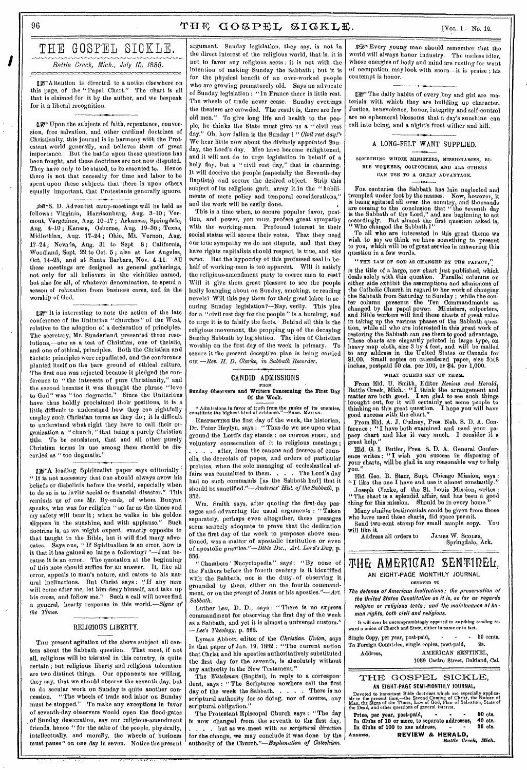# THE GOSPEL SICKLE.

*Battle Creek, Mich., July 15, 1886.*

☞ Attention is directed to a notice elsewhere on this page, of the "Papal Chart." The chart is all that is claimed for it by the author, and we bespeak for it a liberal recognition.

☞ Upon the subjects of faith, repentance, conversion, free salvation, and other cardinal doctrines of Christianity, this journal is in harmony with the Protestant world generally, and believes them of great importance. But the battle upon these questions has been fought, and these doctrines are not now disputed. They have only to be stated, to be assented to. Hence there is not that necessity for time and labor to be spent upon these subjects that there is upon others equally important, that Protestants generally ignore.

☞ S. D. Adventist camp-meetings will be held as follows: Virginia, Harrisonburg, Aug. 3–10; Vermont, Vergennes, Aug. 10–17; Arkansas, Springdale, Aug. 4–10; Kansas, Osborne, Aug. 19–30; Texas, Midlothian, Aug. 17–24; Ohio, Mt. Vernon, Aug. 17–24; Nevada, Aug. 31 to Sept. 8; California, Woodland, Sept. 22 to Oct. 5; also at Los Angeles, Oct. 14–25, and at Santa Barbara, Nov. 4–11. All these meetings are designed as general gatherings, not only for all believers in the vicinities named, but also for all, of whatever denomination, to spend a season of relaxation from business cares, and in the worship of God.

☞ It is interesting to note the action of the late conference of the Unitarian "churches" of the West, relative to the adoption of a declaration of principles. The secretary, Mr. Sunderland, presented three resolutions,—one as a test of Christian, one of theistic, and one of ethical, principles. Both the Christian and theistic principles were repudiated, and the conference planted itself on the bare ground of ethical culture. The first one was rejected because it pledged the conference to "the interests of pure Christianity," and the second because it was thought the phrase "love to God" was "too dogmatic." Since the Unitarians have thus boldly proclaimed their positions, it is a little difficult to understand how they can rightfully employ such Christian terms as they do; it is difficult to understand what right they have to call their organization a "church," that being a purely Christian title. To be consistent, that and all other purely Christian terms in use among them should be discarded as "too dogmatic."

☞ A leading Spiritualist paper says editorially: "It is not necessary that one should always avow his beliefs or disbeliefs before the world, especially when to do so is to invite social or financial disaster." This reminds us of one Mr. By-ends, of whom Bunyan speaks, who was for religion "so far as the times and my safety will bear it; when he walks in his golden slippers in the sunshine, and with applause." Such doctrine is, as we might expect, exactly opposite to that taught in the Bible, but it will find many advocates. Says one, "If Spiritualism is an error, how is it that it has gained so large a following?"—Just because it is an error. The quotation at the beginning of this note should suffice for an answer. It, like all error, appeals to man's nature, and caters to his natural inclinations. But Christ says: "If any man will come after me, let him deny himself, and take up his cross, and follow me." Such a call will never find a general, hearty response in this world.—*Signs of the Times.*

## RELIGIOUS LIBERTY.

The present agitation of the above subject all centers about the Sabbath question. That most, if not all, religions will be *tolerated* in this country, is quite certain; but religious liberty and religious toleration are two distinct things. Our opponents are willing, they say, that we should observe the seventh day, but to do secular work on Sunday is quite another concession. "The wheels of trade and labor on Sunday must be stopped." To make any exceptions in favor of seventh-day observers would open the flood-gates of Sunday desecration, say our religious-amendment friends, hence "for the sake of the people, physically, intellectually, and morally, the wheels of business must pause" on one day in seven. Notice the present argument. Sunday legislation, they say, is not in the direct interest of the religious world, that is, it is not to favor any religious sects; it is not with the intention of making Sunday the Sabbath; but it is for the physical benefit of an over-worked people who are growing prematurely old. Says an advocate of Sunday legislation: "In France there is little rest. The wheels of trade never cease. Sunday evenings the theaters are crowded. The result is, there are few old men." To give long life and health to the people, he thinks the State must give us a "civil rest day." Oh, how fallen is the Sunday! "*Civil rest day!*" We hear little now about the divinely appointed Sunday, the Lord's day. Men have become enlightened, and it will not do to urge legislation in behalf of a holy day, but a "civil rest day," that is charming. It will deceive the people (especially the Seventh-day Baptists) and secure the desired object. Strip this subject of its religious garb, array it in the "habiliments of mere policy and temporal considerations," and the work will be easily done.

This is a time when, to secure popular favor, position, and power, you must profess great sympathy with the working-men. Profound interest in their social status will secure their votes. That they need our true sympathy we do not dispute, and that they have rights capitalists should respect, is true, and *vice versa.* But the hypocrisy of this professed zeal in behalf of working-men is too apparent. Will it satisfy the religious-amendment party to coerce men to rest? Will it give them great pleasure to see the people lazily lounging about on Sunday, smoking, or reading novels? Will this pay them for their great labor in securing Sunday legislation?—Nay, verily. This plea for a "civil rest day for the people" is a humbug, and to urge it is to falsify the facts. Behind all this is the religious movement, the propping up of the decaying Sunday Sabbath by legislation. The idea of Christian worship on the first day of the week is primary. To secure it the present deceptive plan is being carried out.—*Rev. H. D. Clarke, in Sabbath Recorder.*

## CANDID ADMISSIONS

FROM

**Sunday Observers and Writers Concerning the First Day Of the Week.**

"Admissions in favor of truth from the ranks of its enemies, constitute the highest kind of evidence."—Pres. Mahan.

Respecting the first day of the week, the historian, Dr. Peter Heylyn, says: "Thus do we see upon what ground the Lord's day stands: on custom first, and voluntary consecration of it to religious meetings; . . . . after, from the canons and decrees of councils, the decretals of popes, and orders of particular prelates, when the sole managing of ecclesiastical affairs was committed to them. . . . The Lord's day had no such commands [as the Sabbath had] that it should be sanctified."—*Andrews' Hist. of the Sabbath,* p. 352.

Wm. Smith says, after quoting the first-day passages and advancing the usual arguments: "Taken separately, perhaps even altogether, these passages seem scarcely adequate to prove that the dedication of the first day of the week to purposes above mentioned, was a matter of apostolic institution or even of apostolic practice."—*Bible Dic., Art. Lord's Day,* p. 356.

"Chambers' Encyclopedia" says: "By none of the Fathers before the fourth century is it identified with the Sabbath, nor is the duty of observing it grounded by them, either on the fourth commandment, or on the *precept* of Jesus or his apostles."—*Art. Sabbath.*

Luther Lee, D. D., says: "There is no express commandment for observing the first day of the week as a Sabbath, and yet it is almost a universal custom."—*Lee's Theology,* p. 562.

Lyman Abbott, editor of the *Christian Union,* says in that paper of Jan. 19, 1882: "The current notion that Christ and his apostles authoritatively substituted the first day for the seventh, is absolutely without any authority in the New Testament."

The *Watchman* (Baptist), in reply to a correspondent, says: "The Scriptures nowhere call the first day of the week the Sabbath. . . . . There is no scriptural authority for so doing, nor of course, any scriptural obligation."

The Protestant Episcopal Church says: "The day is now changed from the seventh to the first day, . . . . but as we meet with *no scriptural direction* for the change, we may conclude it was done by the authority of the Church."—*Explanation of Catechism.*

☞ Every young man should remember that the world will always honor industry. The useless idler, whose energies of body and mind are rusting for want of occupation, may look with scorn—it is praise; his contempt is honor.

☞ The daily habits of every boy and girl are materials with which they are building up character. Justice, benevolence, honor, integrity and self-control are no ephemeral blossoms that a day's sunshine can call into being, and a night's frost wither and kill.

## A LONG-FELT WANT SUPPLIED.

SOMETHING WHICH MINISTERS, MISSIONARIES, BIBLE WORKERS, COLPORTERS, AND ALL OTHERS CAN USE TO A GREAT ADVANTAGE.

For centuries the Sabbath has lain neglected and trampled under foot by the masses. Now, however, it is being agitated all over the country, and thousands are coming to the conclusion that "the seventh day is the Sabbath of the Lord," and are beginning to act accordingly. But almost the first question asked is, "Who changed the Sabbath?"

To all who are interested in this great theme we wish to say we think we have something to present to you, which will be of great service in answering this question in a few words.

"THE LAW OF GOD AS CHANGED BY THE PAPACY,"

is the title of a large, new chart just published, which deals solely with this question. Parallel columns on either side exhibit the assumptions and admissions of the Catholic Church in regard to her work of changing the Sabbath from Saturday to Sunday; while the center column presents the Ten Commandments as changed by the papal power. Ministers, colporters, and Bible workers will find these charts of great value in taking up the various phases of the Sabbath question, while all who are interested in this great work of restoring the Sabbath can use them to good advantage. These charts are elegantly printed in large type, on heavy map cloth, size 3 by 4 feet, and will be mailed to any address in the United States or Canada for \$1.00. Small copies on calendered paper, size 5×8 inches, postpaid 50 cts. per 100, or \$4. per 1,000.

WHAT OTHERS SAY OF THEM.

From Eld. U. Smith, Editor *Review and Herald,* Battle Creek, Mich.: "I think the arrangement and matter are both good. I am glad to see such things brought out, for it will certainly set some people to thinking on this great question. I hope you will have good success with the chart."

From Eld. A. J. Cudney, Pres. Neb. S. D. A. Conference: "I have both examined and used your papacy chart and like it very much. I consider it a great help."

Eld. G. I. Butler, Pres. S. D. A. General Conference writes: "I wish you success in disposing of your charts, will be glad in any reasonable way to help you."

Eld. Geo. B. Starr, Supt. Chicago Mission, says: "I like the one I have and use it almost constantly."

Joseph Clarke, of the St. Louis Mission, writes: "The chart is a splendid affair, and has been a good thing for this mission. Should be in every home."

Many similar testimonials could be given from those who have used these charts, did space permit.

Send two-cent stamp for small sample copy. You will like it.

Address all orders to JAMES W. SCOLES, Springdale, Ark.

# THE AMERICAN SENTINEL,

AN EIGHT-PAGE MONTHLY JOURNAL

DEVOTED TO

*The defense of American Institutions; the preservation of the United States Constitution as it is, so far as regards religion or religious tests; and the maintenance of human rights, both civil and religious.*

It will ever be uncompromisingly opposed to anything tending toward a union of Church and State, either in name or in fact.

Single Copy, per year, post-paid, - - - 50 cents.
To Foreign Countries, single copies, post-paid, 2s.

Address, AMERICAN SENTINEL, 1059 Castro Street, Oakland, Cal.

# THE GOSPEL SICKLE,

AN EIGHT-PAGE SEMI-MONTHLY JOURNAL,

Devoted to important Bible doctrines which are especially applicable to the present time,—the Second Coming of Christ, the Nature of Man, the Signs of the Times, Law of God, Plan of Salvation, State of the Dead, and other questions of general interest.

**Price, per year, post-paid, - - - 50 cts.**
**In Clubs of 10 or more, to separate addresses, 40 cts.**
**In Clubs of 100 to one address, - - 35 cts.**

ADDRESS, **REVIEW & HERALD,** *Battle Creek, Mich.*